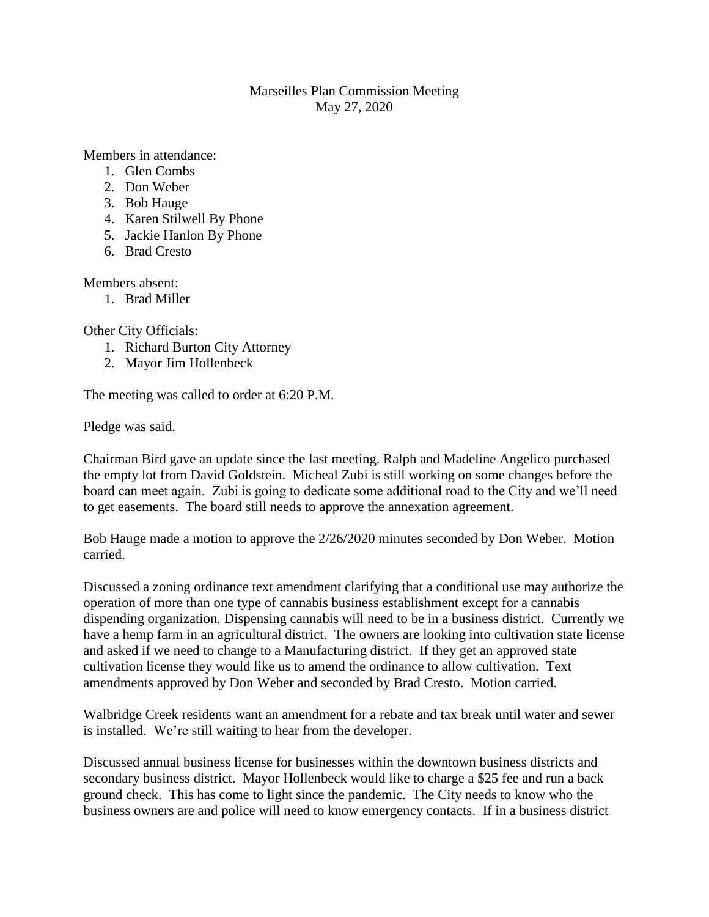Marseilles Plan Commission Meeting
May 27, 2020

Members in attendance:

1. Glen Combs
2. Don Weber
3. Bob Hauge
4. Karen Stilwell By Phone
5. Jackie Hanlon By Phone
6. Brad Cresto

Members absent:

1. Brad Miller

Other City Officials:

1. Richard Burton City Attorney
2. Mayor Jim Hollenbeck

The meeting was called to order at 6:20 P.M.

Pledge was said.

Chairman Bird gave an update since the last meeting. Ralph and Madeline Angelico purchased the empty lot from David Goldstein. Micheal Zubi is still working on some changes before the board can meet again. Zubi is going to dedicate some additional road to the City and we'll need to get easements. The board still needs to approve the annexation agreement.

Bob Hauge made a motion to approve the 2/26/2020 minutes seconded by Don Weber. Motion carried.

Discussed a zoning ordinance text amendment clarifying that a conditional use may authorize the operation of more than one type of cannabis business establishment except for a cannabis dispending organization. Dispensing cannabis will need to be in a business district. Currently we have a hemp farm in an agricultural district. The owners are looking into cultivation state license and asked if we need to change to a Manufacturing district. If they get an approved state cultivation license they would like us to amend the ordinance to allow cultivation. Text amendments approved by Don Weber and seconded by Brad Cresto. Motion carried.

Walbridge Creek residents want an amendment for a rebate and tax break until water and sewer is installed. We're still waiting to hear from the developer.

Discussed annual business license for businesses within the downtown business districts and secondary business district. Mayor Hollenbeck would like to charge a $25 fee and run a back ground check. This has come to light since the pandemic. The City needs to know who the business owners are and police will need to know emergency contacts. If in a business district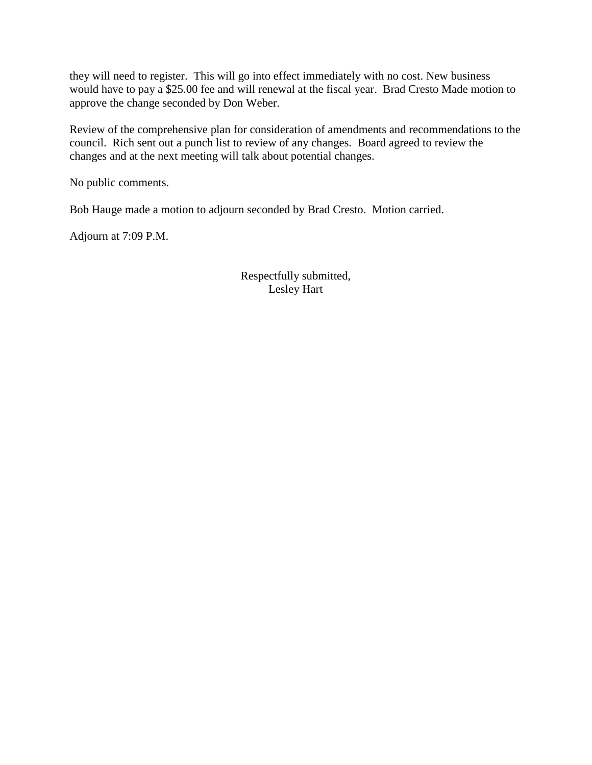they will need to register. This will go into effect immediately with no cost. New business would have to pay a $25.00 fee and will renewal at the fiscal year. Brad Cresto Made motion to approve the change seconded by Don Weber.

Review of the comprehensive plan for consideration of amendments and recommendations to the council. Rich sent out a punch list to review of any changes. Board agreed to review the changes and at the next meeting will talk about potential changes.

No public comments.

Bob Hauge made a motion to adjourn seconded by Brad Cresto. Motion carried.

Adjourn at 7:09 P.M.

Respectfully submitted,
Lesley Hart